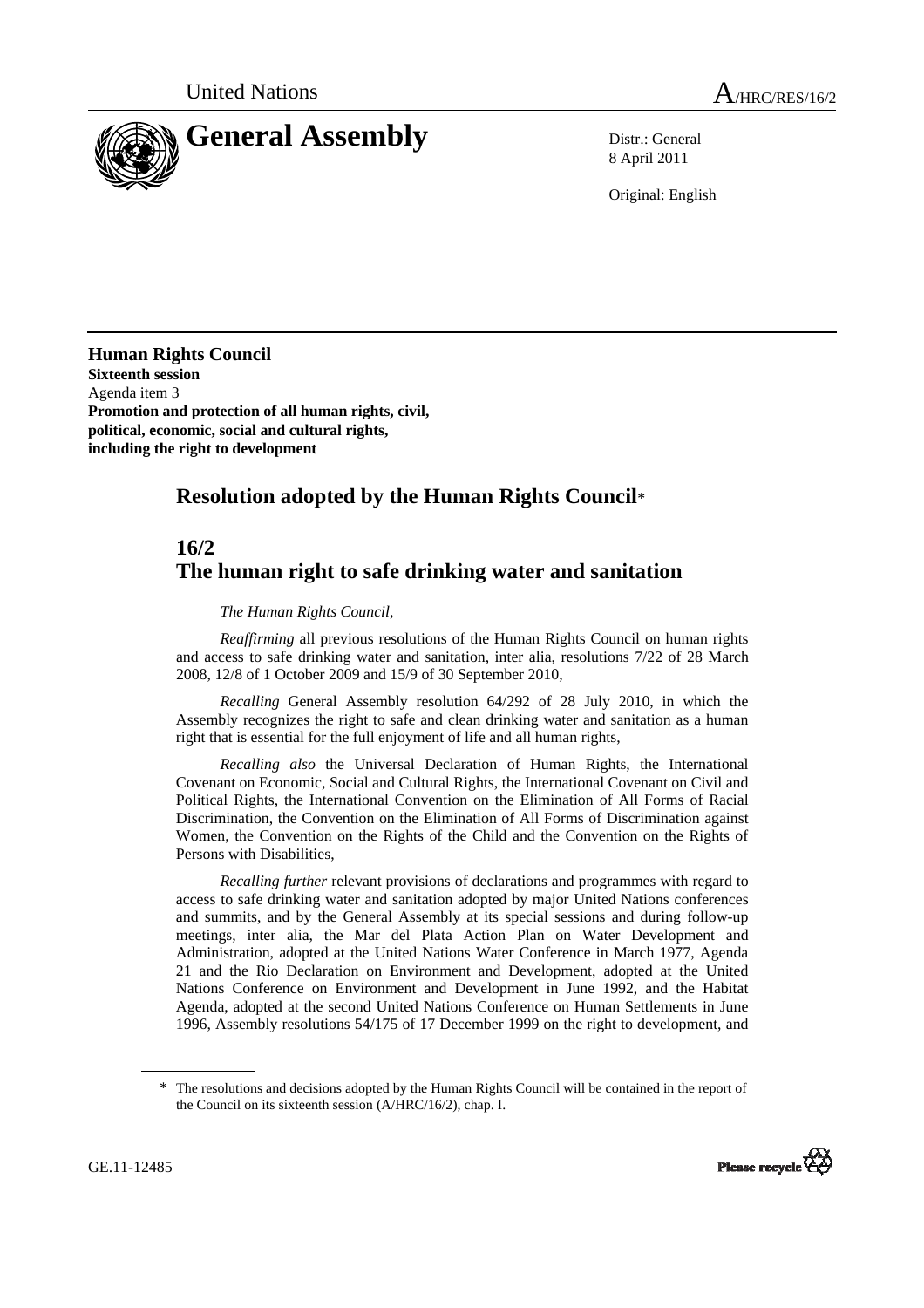United Nations

# General Assembly

A/HRC/RES/16/2

Distr.: General
8 April 2011

Original: English

**Human Rights Council**
**Sixteenth session**
Agenda item 3
**Promotion and protection of all human rights, civil, political, economic, social and cultural rights, including the right to development**

## Resolution adopted by the Human Rights Council*

## 16/2
## The human right to safe drinking water and sanitation

*The Human Rights Council*,

*Reaffirming* all previous resolutions of the Human Rights Council on human rights and access to safe drinking water and sanitation, inter alia, resolutions 7/22 of 28 March 2008, 12/8 of 1 October 2009 and 15/9 of 30 September 2010,

*Recalling* General Assembly resolution 64/292 of 28 July 2010, in which the Assembly recognizes the right to safe and clean drinking water and sanitation as a human right that is essential for the full enjoyment of life and all human rights,

*Recalling also* the Universal Declaration of Human Rights, the International Covenant on Economic, Social and Cultural Rights, the International Covenant on Civil and Political Rights, the International Convention on the Elimination of All Forms of Racial Discrimination, the Convention on the Elimination of All Forms of Discrimination against Women, the Convention on the Rights of the Child and the Convention on the Rights of Persons with Disabilities,

*Recalling further* relevant provisions of declarations and programmes with regard to access to safe drinking water and sanitation adopted by major United Nations conferences and summits, and by the General Assembly at its special sessions and during follow-up meetings, inter alia, the Mar del Plata Action Plan on Water Development and Administration, adopted at the United Nations Water Conference in March 1977, Agenda 21 and the Rio Declaration on Environment and Development, adopted at the United Nations Conference on Environment and Development in June 1992, and the Habitat Agenda, adopted at the second United Nations Conference on Human Settlements in June 1996, Assembly resolutions 54/175 of 17 December 1999 on the right to development, and

\* The resolutions and decisions adopted by the Human Rights Council will be contained in the report of the Council on its sixteenth session (A/HRC/16/2), chap. I.

GE.11-12485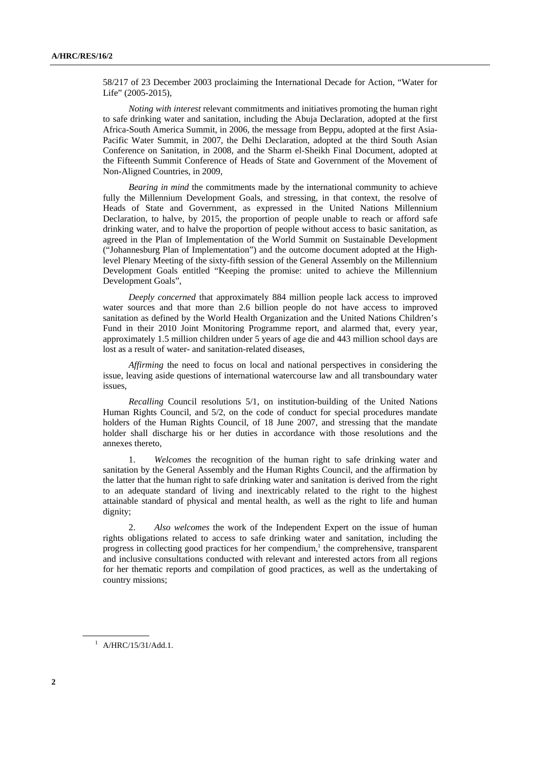58/217 of 23 December 2003 proclaiming the International Decade for Action, "Water for Life" (2005-2015),

*Noting with interest* relevant commitments and initiatives promoting the human right to safe drinking water and sanitation, including the Abuja Declaration, adopted at the first Africa-South America Summit, in 2006, the message from Beppu, adopted at the first Asia-Pacific Water Summit, in 2007, the Delhi Declaration, adopted at the third South Asian Conference on Sanitation, in 2008, and the Sharm el-Sheikh Final Document, adopted at the Fifteenth Summit Conference of Heads of State and Government of the Movement of Non-Aligned Countries, in 2009,

*Bearing in mind* the commitments made by the international community to achieve fully the Millennium Development Goals, and stressing, in that context, the resolve of Heads of State and Government, as expressed in the United Nations Millennium Declaration, to halve, by 2015, the proportion of people unable to reach or afford safe drinking water, and to halve the proportion of people without access to basic sanitation, as agreed in the Plan of Implementation of the World Summit on Sustainable Development ("Johannesburg Plan of Implementation") and the outcome document adopted at the High-level Plenary Meeting of the sixty-fifth session of the General Assembly on the Millennium Development Goals entitled "Keeping the promise: united to achieve the Millennium Development Goals",

*Deeply concerned* that approximately 884 million people lack access to improved water sources and that more than 2.6 billion people do not have access to improved sanitation as defined by the World Health Organization and the United Nations Children's Fund in their 2010 Joint Monitoring Programme report, and alarmed that, every year, approximately 1.5 million children under 5 years of age die and 443 million school days are lost as a result of water- and sanitation-related diseases,

*Affirming* the need to focus on local and national perspectives in considering the issue, leaving aside questions of international watercourse law and all transboundary water issues,

*Recalling* Council resolutions 5/1, on institution-building of the United Nations Human Rights Council, and 5/2, on the code of conduct for special procedures mandate holders of the Human Rights Council, of 18 June 2007, and stressing that the mandate holder shall discharge his or her duties in accordance with those resolutions and the annexes thereto,

1. *Welcomes* the recognition of the human right to safe drinking water and sanitation by the General Assembly and the Human Rights Council, and the affirmation by the latter that the human right to safe drinking water and sanitation is derived from the right to an adequate standard of living and inextricably related to the right to the highest attainable standard of physical and mental health, as well as the right to life and human dignity;

2. *Also welcomes* the work of the Independent Expert on the issue of human rights obligations related to access to safe drinking water and sanitation, including the progress in collecting good practices for her compendium,[1] the comprehensive, transparent and inclusive consultations conducted with relevant and interested actors from all regions for her thematic reports and compilation of good practices, as well as the undertaking of country missions;

[1] A/HRC/15/31/Add.1.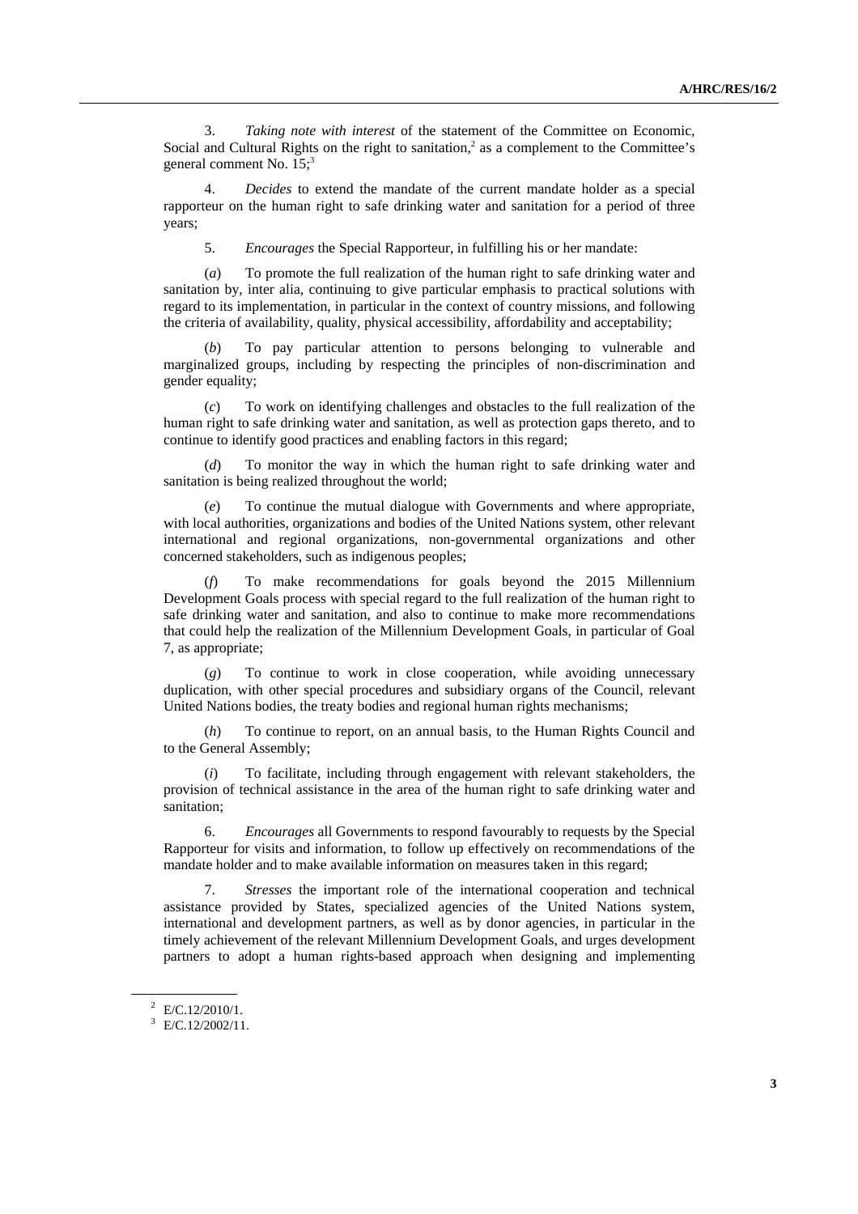3. *Taking note with interest* of the statement of the Committee on Economic, Social and Cultural Rights on the right to sanitation,[2] as a complement to the Committee's general comment No. 15;[3]

4. *Decides* to extend the mandate of the current mandate holder as a special rapporteur on the human right to safe drinking water and sanitation for a period of three years;

5. *Encourages* the Special Rapporteur, in fulfilling his or her mandate:

(*a*) To promote the full realization of the human right to safe drinking water and sanitation by, inter alia, continuing to give particular emphasis to practical solutions with regard to its implementation, in particular in the context of country missions, and following the criteria of availability, quality, physical accessibility, affordability and acceptability;

(*b*) To pay particular attention to persons belonging to vulnerable and marginalized groups, including by respecting the principles of non-discrimination and gender equality;

(*c*) To work on identifying challenges and obstacles to the full realization of the human right to safe drinking water and sanitation, as well as protection gaps thereto, and to continue to identify good practices and enabling factors in this regard;

(*d*) To monitor the way in which the human right to safe drinking water and sanitation is being realized throughout the world;

(*e*) To continue the mutual dialogue with Governments and where appropriate, with local authorities, organizations and bodies of the United Nations system, other relevant international and regional organizations, non-governmental organizations and other concerned stakeholders, such as indigenous peoples;

(*f*) To make recommendations for goals beyond the 2015 Millennium Development Goals process with special regard to the full realization of the human right to safe drinking water and sanitation, and also to continue to make more recommendations that could help the realization of the Millennium Development Goals, in particular of Goal 7, as appropriate;

(*g*) To continue to work in close cooperation, while avoiding unnecessary duplication, with other special procedures and subsidiary organs of the Council, relevant United Nations bodies, the treaty bodies and regional human rights mechanisms;

(*h*) To continue to report, on an annual basis, to the Human Rights Council and to the General Assembly;

(*i*) To facilitate, including through engagement with relevant stakeholders, the provision of technical assistance in the area of the human right to safe drinking water and sanitation;

6. *Encourages* all Governments to respond favourably to requests by the Special Rapporteur for visits and information, to follow up effectively on recommendations of the mandate holder and to make available information on measures taken in this regard;

7. *Stresses* the important role of the international cooperation and technical assistance provided by States, specialized agencies of the United Nations system, international and development partners, as well as by donor agencies, in particular in the timely achievement of the relevant Millennium Development Goals, and urges development partners to adopt a human rights-based approach when designing and implementing

---

[2] E/C.12/2010/1.

[3] E/C.12/2002/11.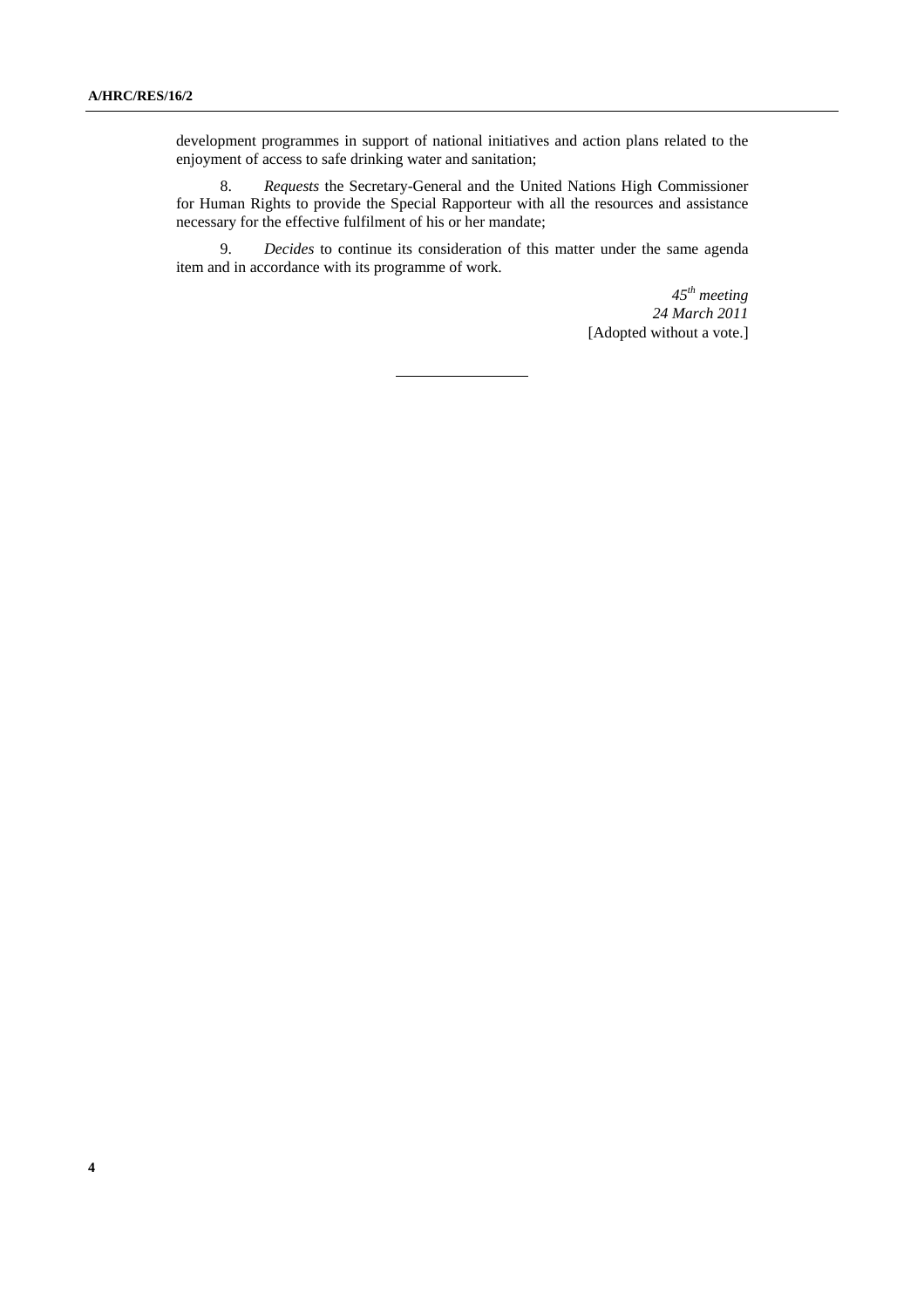development programmes in support of national initiatives and action plans related to the enjoyment of access to safe drinking water and sanitation;

8. *Requests* the Secretary-General and the United Nations High Commissioner for Human Rights to provide the Special Rapporteur with all the resources and assistance necessary for the effective fulfilment of his or her mandate;

9. *Decides* to continue its consideration of this matter under the same agenda item and in accordance with its programme of work.

*45th meeting*
*24 March 2011*
[Adopted without a vote.]